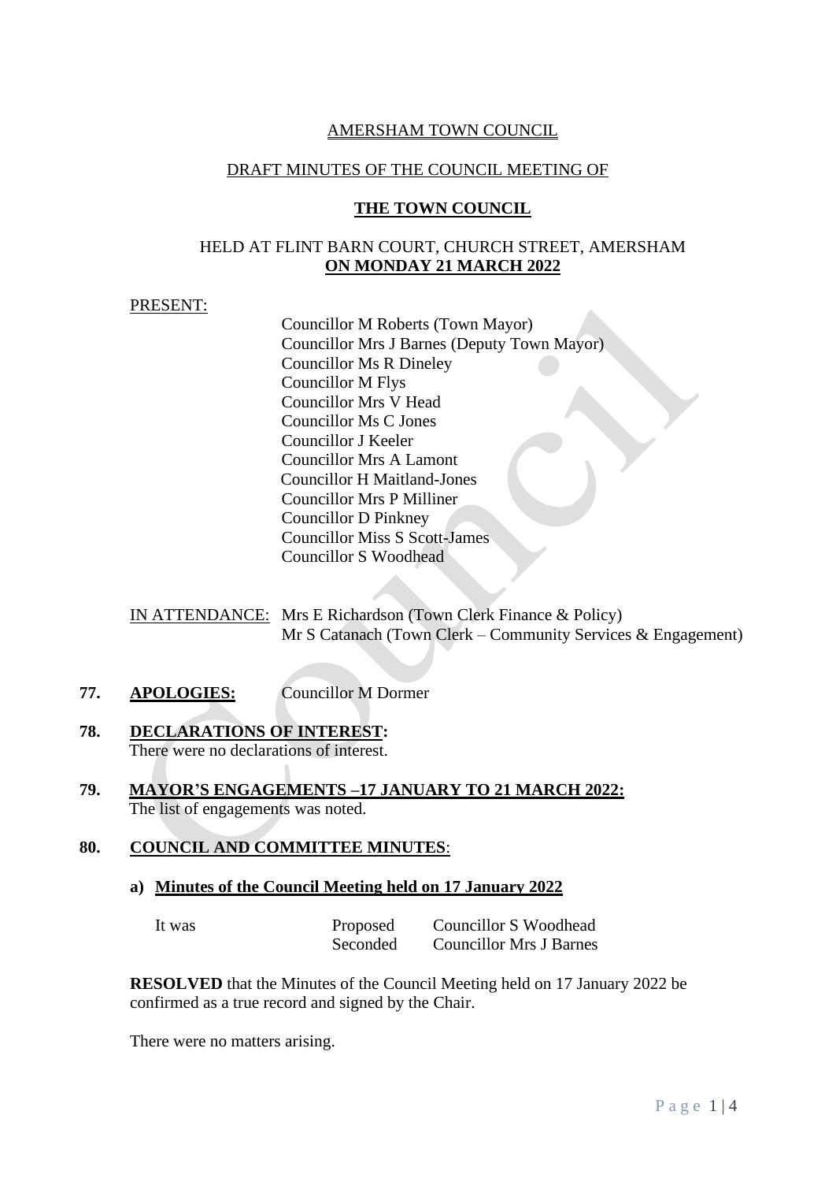AMERSHAM TOWN COUNCIL

DRAFT MINUTES OF THE COUNCIL MEETING OF

**THE TOWN COUNCIL**

HELD AT FLINT BARN COURT, CHURCH STREET, AMERSHAM
**ON MONDAY 21 MARCH 2022**

PRESENT:

Councillor M Roberts (Town Mayor)
Councillor Mrs J Barnes (Deputy Town Mayor)
Councillor Ms R Dineley
Councillor M Flys
Councillor Mrs V Head
Councillor Ms C Jones
Councillor J Keeler
Councillor Mrs A Lamont
Councillor H Maitland-Jones
Councillor Mrs P Milliner
Councillor D Pinkney
Councillor Miss S Scott-James
Councillor S Woodhead

IN ATTENDANCE: Mrs E Richardson (Town Clerk Finance & Policy)
Mr S Catanach (Town Clerk – Community Services & Engagement)

**77. APOLOGIES:** Councillor M Dormer

**78. DECLARATIONS OF INTEREST:**
There were no declarations of interest.

**79. MAYOR'S ENGAGEMENTS –17 JANUARY TO 21 MARCH 2022:**
The list of engagements was noted.

**80. COUNCIL AND COMMITTEE MINUTES:**

**a) Minutes of the Council Meeting held on 17 January 2022**

| It was | Proposed | Councillor S Woodhead |
|---|---|---|
| | Seconded | Councillor Mrs J Barnes |

**RESOLVED** that the Minutes of the Council Meeting held on 17 January 2022 be confirmed as a true record and signed by the Chair.

There were no matters arising.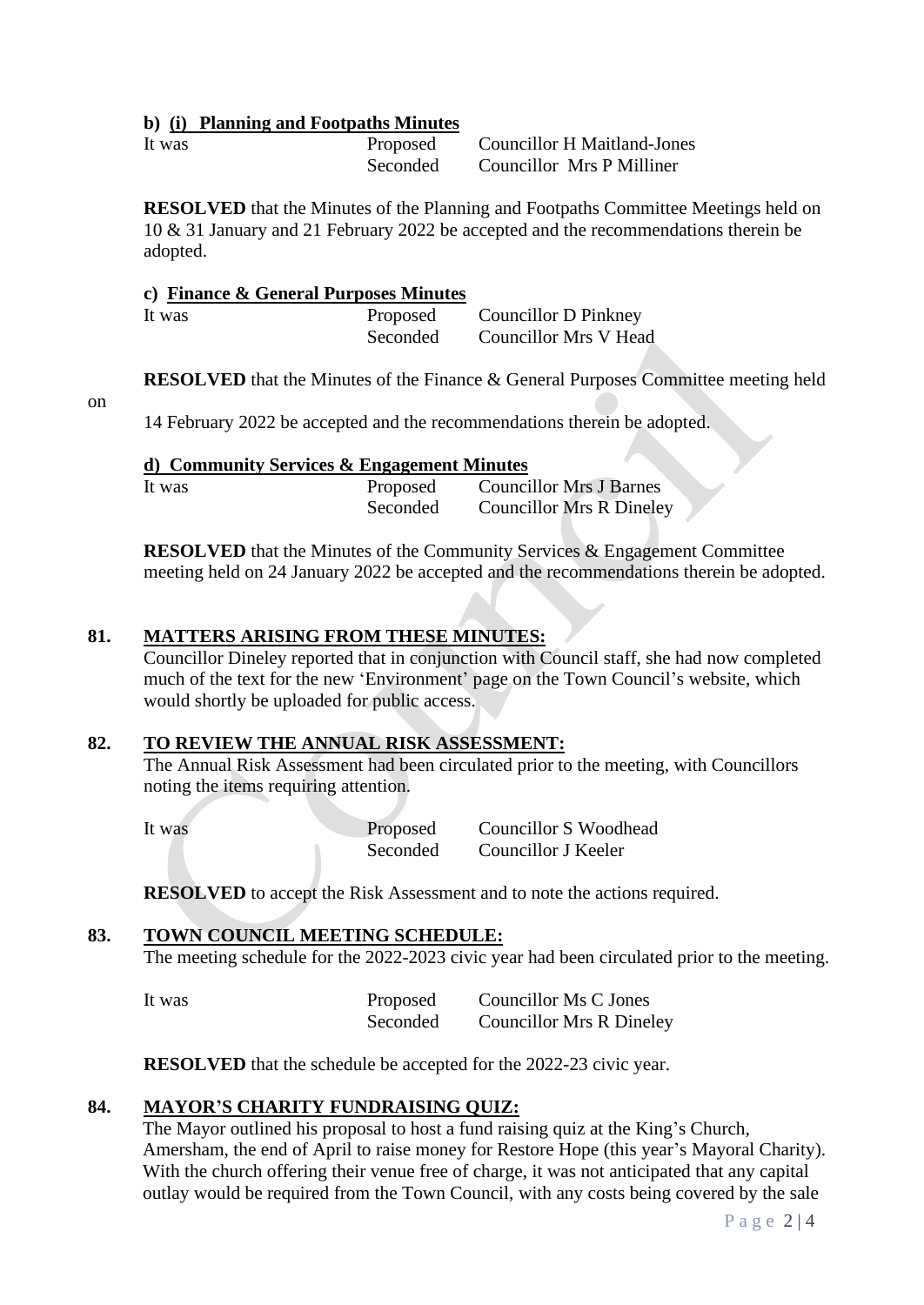**b) (i) Planning and Footpaths Minutes**

It was Proposed Councillor H Maitland-Jones
Seconded Councillor Mrs P Milliner

**RESOLVED** that the Minutes of the Planning and Footpaths Committee Meetings held on 10 & 31 January and 21 February 2022 be accepted and the recommendations therein be adopted.

**c) Finance & General Purposes Minutes**

It was Proposed Councillor D Pinkney
Seconded Councillor Mrs V Head

**RESOLVED** that the Minutes of the Finance & General Purposes Committee meeting held on 14 February 2022 be accepted and the recommendations therein be adopted.

**d) Community Services & Engagement Minutes**

It was Proposed Councillor Mrs J Barnes
Seconded Councillor Mrs R Dineley

**RESOLVED** that the Minutes of the Community Services & Engagement Committee meeting held on 24 January 2022 be accepted and the recommendations therein be adopted.

**81. MATTERS ARISING FROM THESE MINUTES:**

Councillor Dineley reported that in conjunction with Council staff, she had now completed much of the text for the new 'Environment' page on the Town Council's website, which would shortly be uploaded for public access.

**82. TO REVIEW THE ANNUAL RISK ASSESSMENT:**

The Annual Risk Assessment had been circulated prior to the meeting, with Councillors noting the items requiring attention.

It was Proposed Councillor S Woodhead
Seconded Councillor J Keeler

**RESOLVED** to accept the Risk Assessment and to note the actions required.

**83. TOWN COUNCIL MEETING SCHEDULE:**

The meeting schedule for the 2022-2023 civic year had been circulated prior to the meeting.

It was Proposed Councillor Ms C Jones
Seconded Councillor Mrs R Dineley

**RESOLVED** that the schedule be accepted for the 2022-23 civic year.

**84. MAYOR'S CHARITY FUNDRAISING QUIZ:**

The Mayor outlined his proposal to host a fund raising quiz at the King's Church, Amersham, the end of April to raise money for Restore Hope (this year's Mayoral Charity). With the church offering their venue free of charge, it was not anticipated that any capital outlay would be required from the Town Council, with any costs being covered by the sale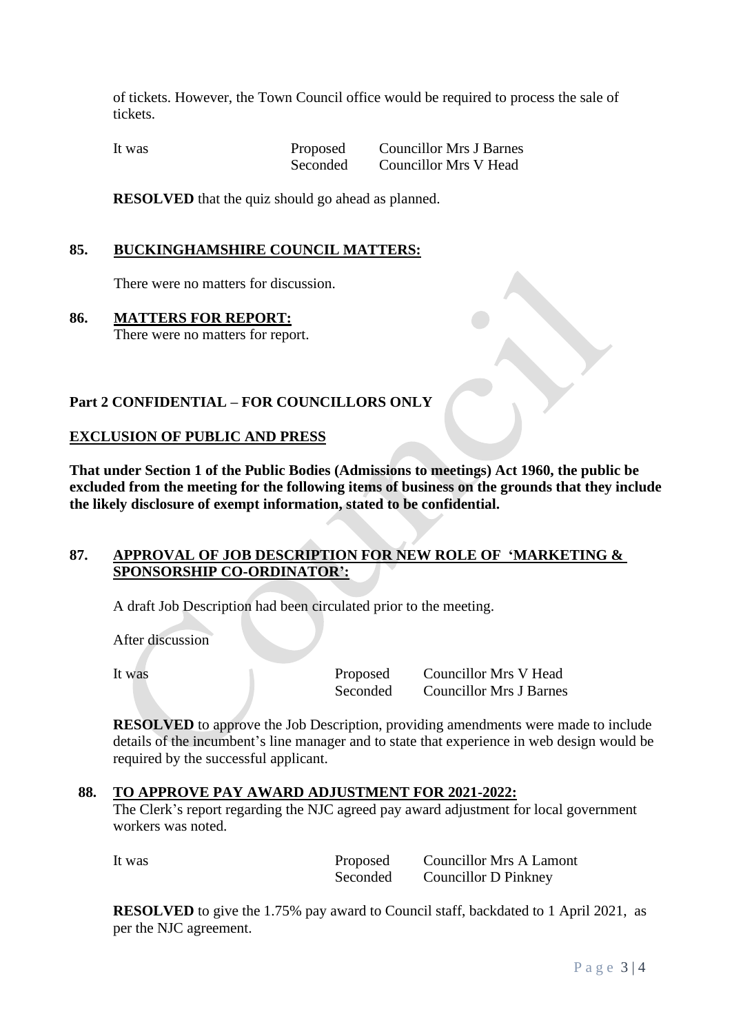of tickets. However, the Town Council office would be required to process the sale of tickets.

| It was | Proposed | Councillor Mrs J Barnes |
|---|---|---|
| | Seconded | Councillor Mrs V Head |

**RESOLVED** that the quiz should go ahead as planned.

## 85. BUCKINGHAMSHIRE COUNCIL MATTERS:

There were no matters for discussion.

## 86. MATTERS FOR REPORT:

There were no matters for report.

## Part 2 CONFIDENTIAL – FOR COUNCILLORS ONLY

### EXCLUSION OF PUBLIC AND PRESS

**That under Section 1 of the Public Bodies (Admissions to meetings) Act 1960, the public be excluded from the meeting for the following items of business on the grounds that they include the likely disclosure of exempt information, stated to be confidential.**

## 87. APPROVAL OF JOB DESCRIPTION FOR NEW ROLE OF 'MARKETING & SPONSORSHIP CO-ORDINATOR':

A draft Job Description had been circulated prior to the meeting.

After discussion

| It was | Proposed | Councillor Mrs V Head |
|---|---|---|
| | Seconded | Councillor Mrs J Barnes |

**RESOLVED** to approve the Job Description, providing amendments were made to include details of the incumbent's line manager and to state that experience in web design would be required by the successful applicant.

## 88. TO APPROVE PAY AWARD ADJUSTMENT FOR 2021-2022:

The Clerk's report regarding the NJC agreed pay award adjustment for local government workers was noted.

| It was | Proposed | Councillor Mrs A Lamont |
|---|---|---|
| | Seconded | Councillor D Pinkney |

**RESOLVED** to give the 1.75% pay award to Council staff, backdated to 1 April 2021, as per the NJC agreement.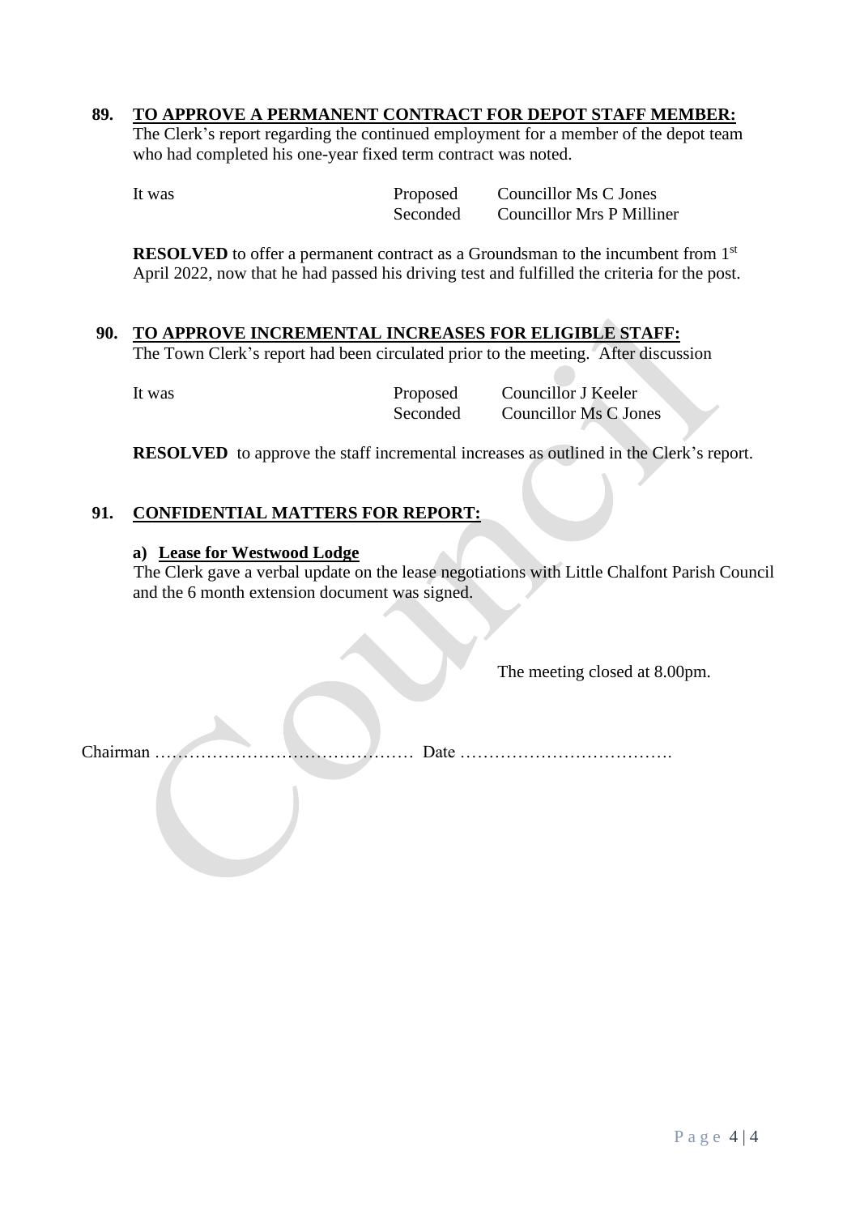**89. TO APPROVE A PERMANENT CONTRACT FOR DEPOT STAFF MEMBER:**

The Clerk's report regarding the continued employment for a member of the depot team who had completed his one-year fixed term contract was noted.

| | | |
|---|---|---|
| It was | Proposed | Councillor Ms C Jones |
| | Seconded | Councillor Mrs P Milliner |

**RESOLVED** to offer a permanent contract as a Groundsman to the incumbent from 1st April 2022, now that he had passed his driving test and fulfilled the criteria for the post.

**90. TO APPROVE INCREMENTAL INCREASES FOR ELIGIBLE STAFF:**

The Town Clerk's report had been circulated prior to the meeting. After discussion

| | | |
|---|---|---|
| It was | Proposed | Councillor J Keeler |
| | Seconded | Councillor Ms C Jones |

**RESOLVED** to approve the staff incremental increases as outlined in the Clerk's report.

**91. CONFIDENTIAL MATTERS FOR REPORT:**

**a) Lease for Westwood Lodge**

The Clerk gave a verbal update on the lease negotiations with Little Chalfont Parish Council and the 6 month extension document was signed.

The meeting closed at 8.00pm.

Chairman ……………………………………… Date ……………………………….